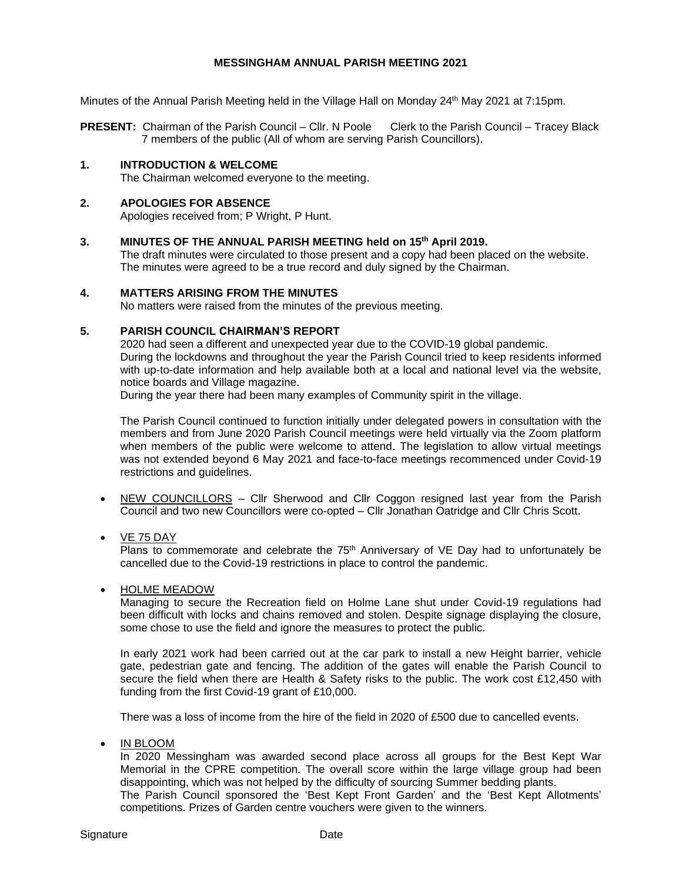# MESSINGHAM ANNUAL PARISH MEETING 2021

Minutes of the Annual Parish Meeting held in the Village Hall on Monday 24th May 2021 at 7:15pm.

**PRESENT:** Chairman of the Parish Council – Cllr. N Poole  Clerk to the Parish Council – Tracey Black
7 members of the public (All of whom are serving Parish Councillors).

## 1. INTRODUCTION & WELCOME

The Chairman welcomed everyone to the meeting.

## 2. APOLOGIES FOR ABSENCE

Apologies received from; P Wright, P Hunt.

## 3. MINUTES OF THE ANNUAL PARISH MEETING held on 15th April 2019.

The draft minutes were circulated to those present and a copy had been placed on the website. The minutes were agreed to be a true record and duly signed by the Chairman.

## 4. MATTERS ARISING FROM THE MINUTES

No matters were raised from the minutes of the previous meeting.

## 5. PARISH COUNCIL CHAIRMAN'S REPORT

2020 had seen a different and unexpected year due to the COVID-19 global pandemic.
During the lockdowns and throughout the year the Parish Council tried to keep residents informed with up-to-date information and help available both at a local and national level via the website, notice boards and Village magazine.
During the year there had been many examples of Community spirit in the village.

The Parish Council continued to function initially under delegated powers in consultation with the members and from June 2020 Parish Council meetings were held virtually via the Zoom platform when members of the public were welcome to attend. The legislation to allow virtual meetings was not extended beyond 6 May 2021 and face-to-face meetings recommenced under Covid-19 restrictions and guidelines.

- NEW COUNCILLORS – Cllr Sherwood and Cllr Coggon resigned last year from the Parish Council and two new Councillors were co-opted – Cllr Jonathan Oatridge and Cllr Chris Scott.

- VE 75 DAY
  Plans to commemorate and celebrate the 75th Anniversary of VE Day had to unfortunately be cancelled due to the Covid-19 restrictions in place to control the pandemic.

- HOLME MEADOW
  Managing to secure the Recreation field on Holme Lane shut under Covid-19 regulations had been difficult with locks and chains removed and stolen. Despite signage displaying the closure, some chose to use the field and ignore the measures to protect the public.

  In early 2021 work had been carried out at the car park to install a new Height barrier, vehicle gate, pedestrian gate and fencing. The addition of the gates will enable the Parish Council to secure the field when there are Health & Safety risks to the public. The work cost £12,450 with funding from the first Covid-19 grant of £10,000.

  There was a loss of income from the hire of the field in 2020 of £500 due to cancelled events.

- IN BLOOM
  In 2020 Messingham was awarded second place across all groups for the Best Kept War Memorial in the CPRE competition. The overall score within the large village group had been disappointing, which was not helped by the difficulty of sourcing Summer bedding plants.
  The Parish Council sponsored the 'Best Kept Front Garden' and the 'Best Kept Allotments' competitions. Prizes of Garden centre vouchers were given to the winners.

Signature Date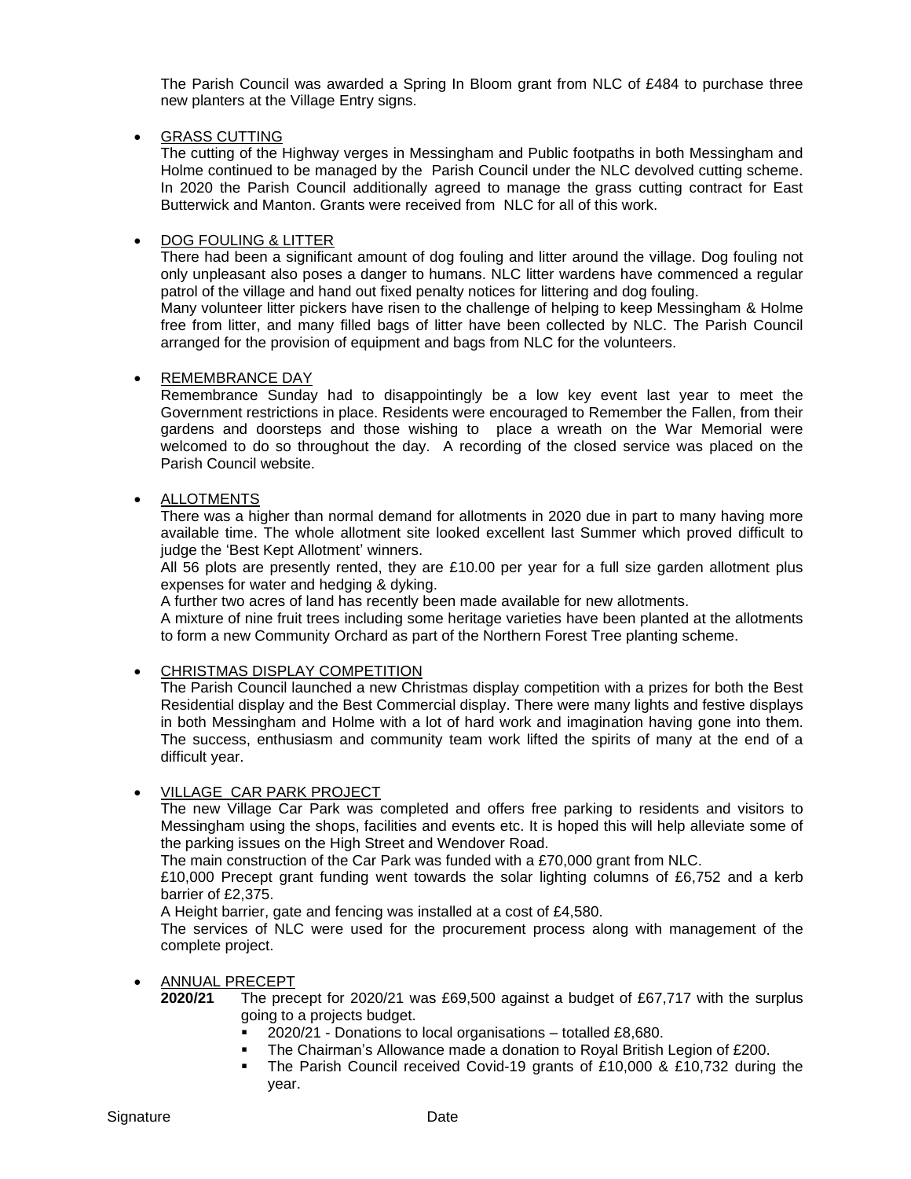The Parish Council was awarded a Spring In Bloom grant from NLC of £484 to purchase three new planters at the Village Entry signs.

- <u>GRASS CUTTING</u>
  The cutting of the Highway verges in Messingham and Public footpaths in both Messingham and Holme continued to be managed by the Parish Council under the NLC devolved cutting scheme. In 2020 the Parish Council additionally agreed to manage the grass cutting contract for East Butterwick and Manton. Grants were received from NLC for all of this work.

- <u>DOG FOULING & LITTER</u>
  There had been a significant amount of dog fouling and litter around the village. Dog fouling not only unpleasant also poses a danger to humans. NLC litter wardens have commenced a regular patrol of the village and hand out fixed penalty notices for littering and dog fouling.
  Many volunteer litter pickers have risen to the challenge of helping to keep Messingham & Holme free from litter, and many filled bags of litter have been collected by NLC. The Parish Council arranged for the provision of equipment and bags from NLC for the volunteers.

- <u>REMEMBRANCE DAY</u>
  Remembrance Sunday had to disappointingly be a low key event last year to meet the Government restrictions in place. Residents were encouraged to Remember the Fallen, from their gardens and doorsteps and those wishing to place a wreath on the War Memorial were welcomed to do so throughout the day. A recording of the closed service was placed on the Parish Council website.

- <u>ALLOTMENTS</u>
  There was a higher than normal demand for allotments in 2020 due in part to many having more available time. The whole allotment site looked excellent last Summer which proved difficult to judge the 'Best Kept Allotment' winners.
  All 56 plots are presently rented, they are £10.00 per year for a full size garden allotment plus expenses for water and hedging & dyking.
  A further two acres of land has recently been made available for new allotments.
  A mixture of nine fruit trees including some heritage varieties have been planted at the allotments to form a new Community Orchard as part of the Northern Forest Tree planting scheme.

- <u>CHRISTMAS DISPLAY COMPETITION</u>
  The Parish Council launched a new Christmas display competition with a prizes for both the Best Residential display and the Best Commercial display. There were many lights and festive displays in both Messingham and Holme with a lot of hard work and imagination having gone into them. The success, enthusiasm and community team work lifted the spirits of many at the end of a difficult year.

- <u>VILLAGE CAR PARK PROJECT</u>
  The new Village Car Park was completed and offers free parking to residents and visitors to Messingham using the shops, facilities and events etc. It is hoped this will help alleviate some of the parking issues on the High Street and Wendover Road.
  The main construction of the Car Park was funded with a £70,000 grant from NLC.
  £10,000 Precept grant funding went towards the solar lighting columns of £6,752 and a kerb barrier of £2,375.
  A Height barrier, gate and fencing was installed at a cost of £4,580.
  The services of NLC were used for the procurement process along with management of the complete project.

- <u>ANNUAL PRECEPT</u>
  **2020/21** The precept for 2020/21 was £69,500 against a budget of £67,717 with the surplus going to a projects budget.
  - 2020/21 - Donations to local organisations – totalled £8,680.
  - The Chairman's Allowance made a donation to Royal British Legion of £200.
  - The Parish Council received Covid-19 grants of £10,000 & £10,732 during the year.

Signature Date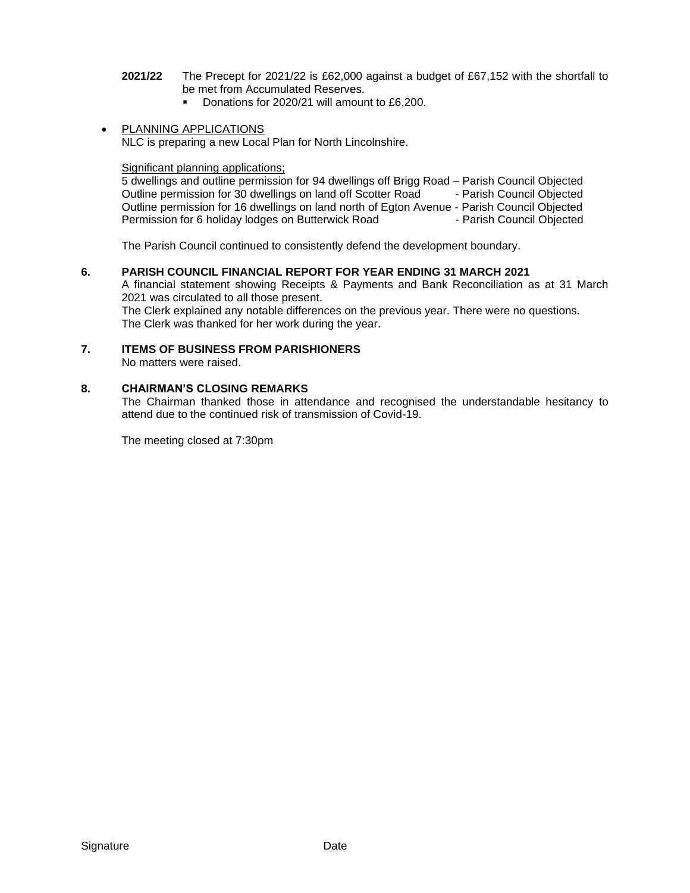**2021/22** The Precept for 2021/22 is £62,000 against a budget of £67,152 with the shortfall to be met from Accumulated Reserves.

- Donations for 2020/21 will amount to £6,200.

- PLANNING APPLICATIONS
  NLC is preparing a new Local Plan for North Lincolnshire.

  Significant planning applications;
  5 dwellings and outline permission for 94 dwellings off Brigg Road – Parish Council Objected
  Outline permission for 30 dwellings on land off Scotter Road - Parish Council Objected
  Outline permission for 16 dwellings on land north of Egton Avenue - Parish Council Objected
  Permission for 6 holiday lodges on Butterwick Road - Parish Council Objected

  The Parish Council continued to consistently defend the development boundary.

**6. PARISH COUNCIL FINANCIAL REPORT FOR YEAR ENDING 31 MARCH 2021**

A financial statement showing Receipts & Payments and Bank Reconciliation as at 31 March 2021 was circulated to all those present.
The Clerk explained any notable differences on the previous year. There were no questions.
The Clerk was thanked for her work during the year.

**7. ITEMS OF BUSINESS FROM PARISHIONERS**

No matters were raised.

**8. CHAIRMAN'S CLOSING REMARKS**

The Chairman thanked those in attendance and recognised the understandable hesitancy to attend due to the continued risk of transmission of Covid-19.

The meeting closed at 7:30pm

Signature Date